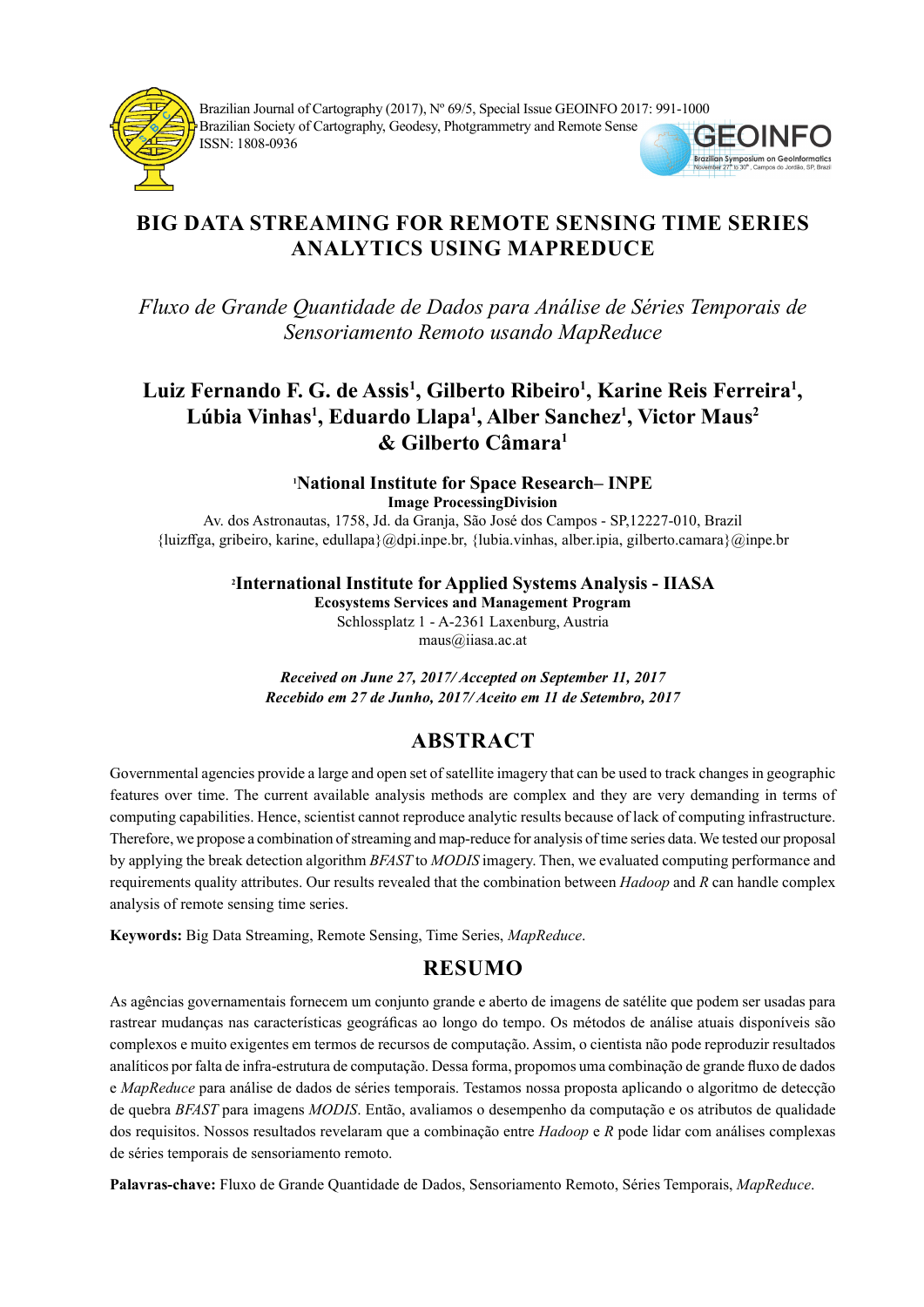# BIG DATA STREAMING FOR REMOTE SENSING TIME SERIES ANALYTICS USING MAPREDUCE

*Fluxo de Grande Quantidade de Dados para Análise de Séries Temporais de Sensoriamento Remoto usando MapReduce*

**Luiz Fernando F. G. de Assis[1], Gilberto Ribeiro[1], Karine Reis Ferreira[1], Lúbia Vinhas[1], Eduardo Llapa[1], Alber Sanchez[1], Victor Maus[2] & Gilberto Câmara[1]**

[1]**National Institute for Space Research– INPE**
**Image ProcessingDivision**
Av. dos Astronautas, 1758, Jd. da Granja, São José dos Campos - SP,12227-010, Brazil
{luizffga, gribeiro, karine, edullapa}@dpi.inpe.br, {lubia.vinhas, alber.ipia, gilberto.camara}@inpe.br

[2]**International Institute for Applied Systems Analysis - IIASA**
**Ecosystems Services and Management Program**
Schlossplatz 1 - A-2361 Laxenburg, Austria
maus@iiasa.ac.at

***Received on June 27, 2017/ Accepted on September 11, 2017***
***Recebido em 27 de Junho, 2017/ Aceito em 11 de Setembro, 2017***

## ABSTRACT

Governmental agencies provide a large and open set of satellite imagery that can be used to track changes in geographic features over time. The current available analysis methods are complex and they are very demanding in terms of computing capabilities. Hence, scientist cannot reproduce analytic results because of lack of computing infrastructure. Therefore, we propose a combination of streaming and map-reduce for analysis of time series data. We tested our proposal by applying the break detection algorithm *BFAST* to *MODIS* imagery. Then, we evaluated computing performance and requirements quality attributes. Our results revealed that the combination between *Hadoop* and *R* can handle complex analysis of remote sensing time series.

**Keywords:** Big Data Streaming, Remote Sensing, Time Series, *MapReduce*.

## RESUMO

As agências governamentais fornecem um conjunto grande e aberto de imagens de satélite que podem ser usadas para rastrear mudanças nas características geográficas ao longo do tempo. Os métodos de análise atuais disponíveis são complexos e muito exigentes em termos de recursos de computação. Assim, o cientista não pode reproduzir resultados analíticos por falta de infra-estrutura de computação. Dessa forma, propomos uma combinação de grande fluxo de dados e *MapReduce* para análise de dados de séries temporais. Testamos nossa proposta aplicando o algoritmo de detecção de quebra *BFAST* para imagens *MODIS*. Então, avaliamos o desempenho da computação e os atributos de qualidade dos requisitos. Nossos resultados revelaram que a combinação entre *Hadoop* e *R* pode lidar com análises complexas de séries temporais de sensoriamento remoto.

**Palavras-chave:** Fluxo de Grande Quantidade de Dados, Sensoriamento Remoto, Séries Temporais, *MapReduce*.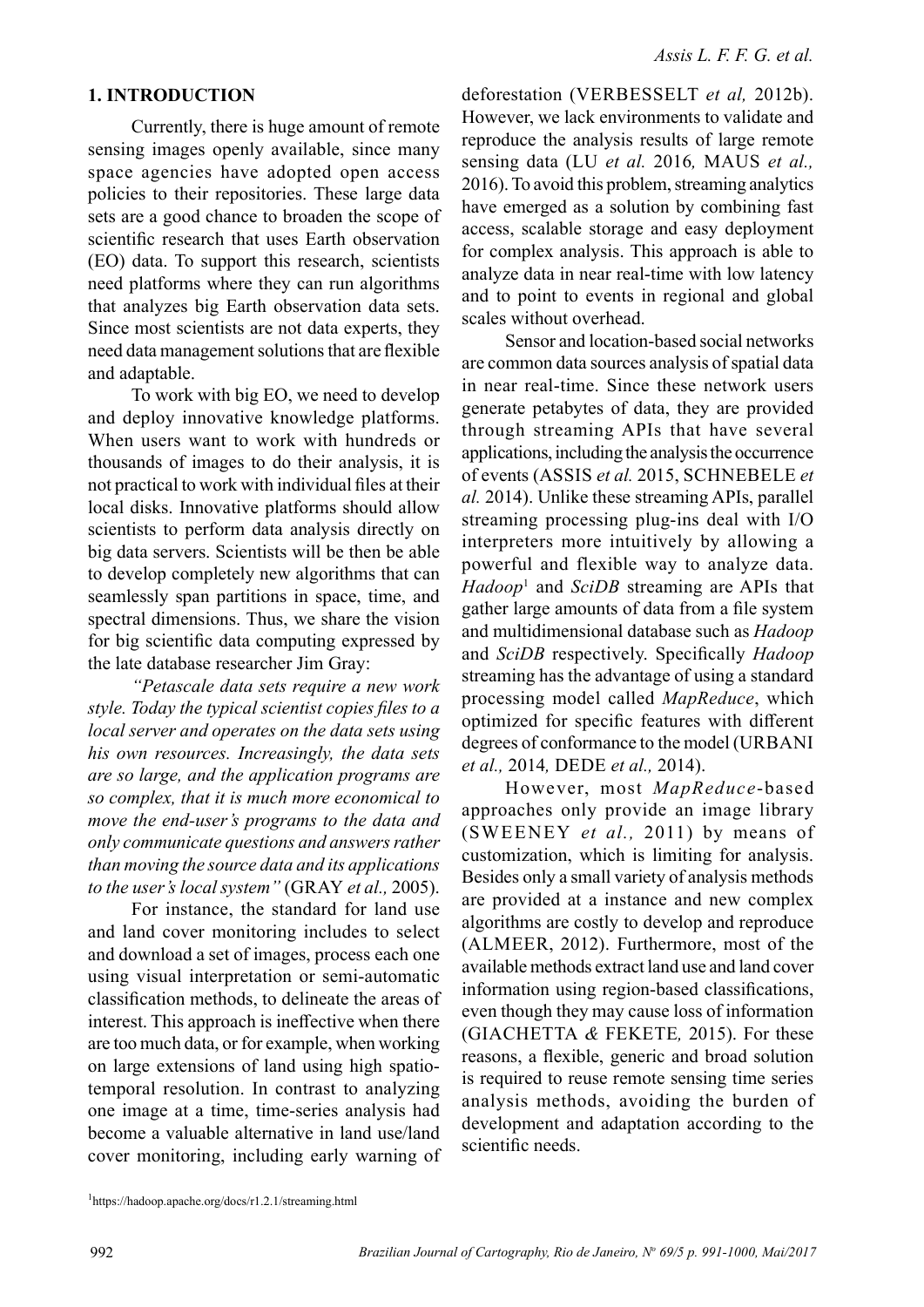## 1. INTRODUCTION

Currently, there is huge amount of remote sensing images openly available, since many space agencies have adopted open access policies to their repositories. These large data sets are a good chance to broaden the scope of scientific research that uses Earth observation (EO) data. To support this research, scientists need platforms where they can run algorithms that analyzes big Earth observation data sets. Since most scientists are not data experts, they need data management solutions that are flexible and adaptable.

To work with big EO, we need to develop and deploy innovative knowledge platforms. When users want to work with hundreds or thousands of images to do their analysis, it is not practical to work with individual files at their local disks. Innovative platforms should allow scientists to perform data analysis directly on big data servers. Scientists will be then be able to develop completely new algorithms that can seamlessly span partitions in space, time, and spectral dimensions. Thus, we share the vision for big scientific data computing expressed by the late database researcher Jim Gray:

*"Petascale data sets require a new work style. Today the typical scientist copies files to a local server and operates on the data sets using his own resources. Increasingly, the data sets are so large, and the application programs are so complex, that it is much more economical to move the end-user's programs to the data and only communicate questions and answers rather than moving the source data and its applications to the user's local system"* (GRAY *et al.,* 2005).

For instance, the standard for land use and land cover monitoring includes to select and download a set of images, process each one using visual interpretation or semi-automatic classification methods, to delineate the areas of interest. This approach is ineffective when there are too much data, or for example, when working on large extensions of land using high spatio-temporal resolution. In contrast to analyzing one image at a time, time-series analysis had become a valuable alternative in land use/land cover monitoring, including early warning of deforestation (VERBESSELT *et al,* 2012b). However, we lack environments to validate and reproduce the analysis results of large remote sensing data (LU *et al.* 2016*,* MAUS *et al.,* 2016). To avoid this problem, streaming analytics have emerged as a solution by combining fast access, scalable storage and easy deployment for complex analysis. This approach is able to analyze data in near real-time with low latency and to point to events in regional and global scales without overhead.

Sensor and location-based social networks are common data sources analysis of spatial data in near real-time. Since these network users generate petabytes of data, they are provided through streaming APIs that have several applications, including the analysis the occurrence of events (ASSIS *et al.* 2015, SCHNEBELE *et al.* 2014). Unlike these streaming APIs, parallel streaming processing plug-ins deal with I/O interpreters more intuitively by allowing a powerful and flexible way to analyze data. *Hadoop*[1] and *SciDB* streaming are APIs that gather large amounts of data from a file system and multidimensional database such as *Hadoop* and *SciDB* respectively. Specifically *Hadoop* streaming has the advantage of using a standard processing model called *MapReduce*, which optimized for specific features with different degrees of conformance to the model (URBANI *et al.,* 2014*,* DEDE *et al.,* 2014).

However, most *MapReduce*-based approaches only provide an image library (SWEENEY *et al.,* 2011) by means of customization, which is limiting for analysis. Besides only a small variety of analysis methods are provided at a instance and new complex algorithms are costly to develop and reproduce (ALMEER, 2012). Furthermore, most of the available methods extract land use and land cover information using region-based classifications, even though they may cause loss of information (GIACHETTA *&* FEKETE*,* 2015). For these reasons, a flexible, generic and broad solution is required to reuse remote sensing time series analysis methods, avoiding the burden of development and adaptation according to the scientific needs.

[1]https://hadoop.apache.org/docs/r1.2.1/streaming.html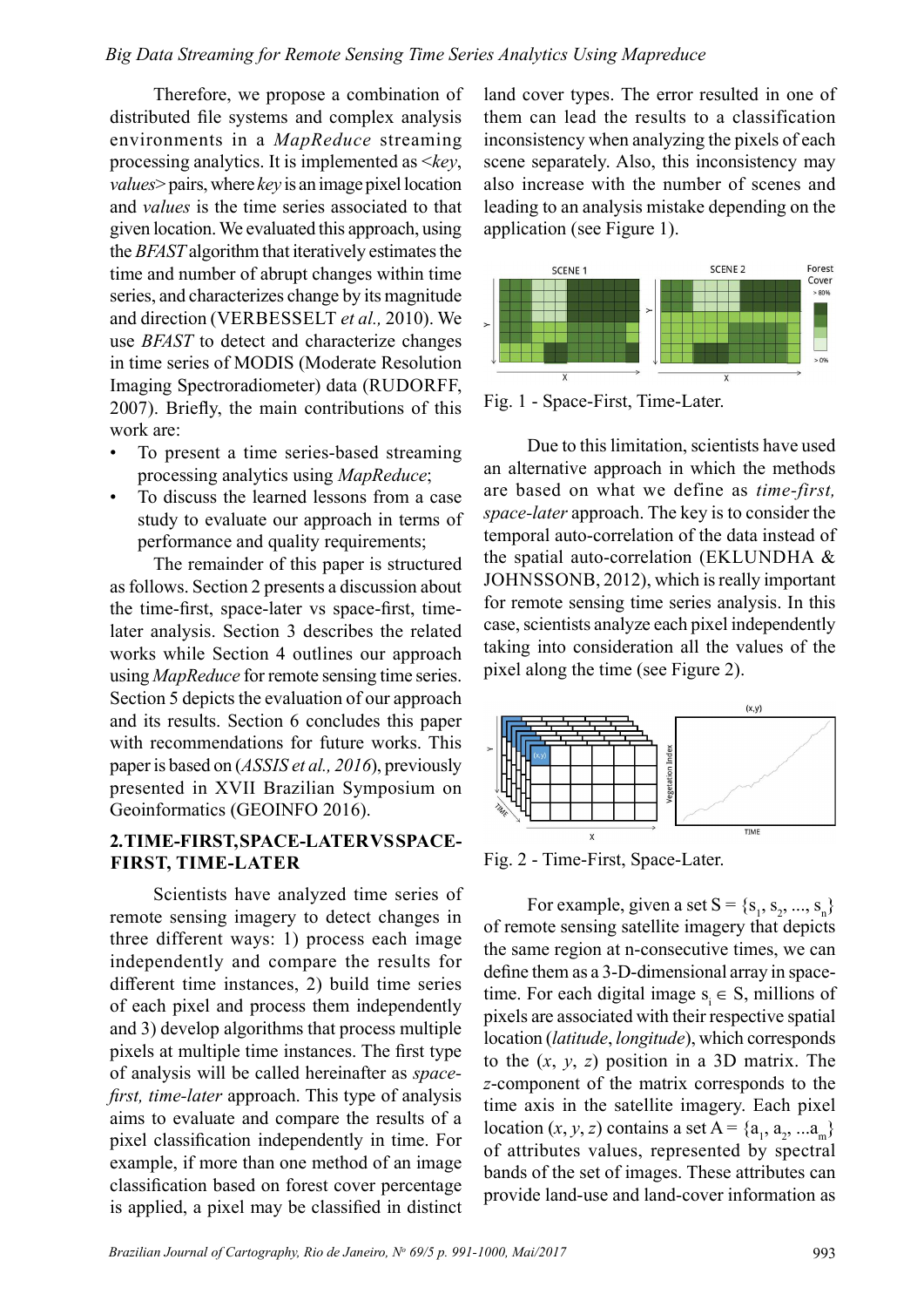Therefore, we propose a combination of distributed file systems and complex analysis environments in a *MapReduce* streaming processing analytics. It is implemented as <*key*, *values*> pairs, where *key* is an image pixel location and *values* is the time series associated to that given location. We evaluated this approach, using the *BFAST* algorithm that iteratively estimates the time and number of abrupt changes within time series, and characterizes change by its magnitude and direction (VERBESSELT *et al.,* 2010). We use *BFAST* to detect and characterize changes in time series of MODIS (Moderate Resolution Imaging Spectroradiometer) data (RUDORFF, 2007). Briefly, the main contributions of this work are:

- To present a time series-based streaming processing analytics using *MapReduce*;
- To discuss the learned lessons from a case study to evaluate our approach in terms of performance and quality requirements;

The remainder of this paper is structured as follows. Section 2 presents a discussion about the time-first, space-later vs space-first, time-later analysis. Section 3 describes the related works while Section 4 outlines our approach using *MapReduce* for remote sensing time series. Section 5 depicts the evaluation of our approach and its results. Section 6 concludes this paper with recommendations for future works. This paper is based on (*ASSIS et al., 2016*), previously presented in XVII Brazilian Symposium on Geoinformatics (GEOINFO 2016).

## 2. TIME-FIRST, SPACE-LATER VS SPACE-FIRST, TIME-LATER

Scientists have analyzed time series of remote sensing imagery to detect changes in three different ways: 1) process each image independently and compare the results for different time instances, 2) build time series of each pixel and process them independently and 3) develop algorithms that process multiple pixels at multiple time instances. The first type of analysis will be called hereinafter as *space-first, time-later* approach. This type of analysis aims to evaluate and compare the results of a pixel classification independently in time. For example, if more than one method of an image classification based on forest cover percentage is applied, a pixel may be classified in distinct land cover types. The error resulted in one of them can lead the results to a classification inconsistency when analyzing the pixels of each scene separately. Also, this inconsistency may also increase with the number of scenes and leading to an analysis mistake depending on the application (see Figure 1).

Fig. 1 - Space-First, Time-Later.

Due to this limitation, scientists have used an alternative approach in which the methods are based on what we define as *time-first, space-later* approach. The key is to consider the temporal auto-correlation of the data instead of the spatial auto-correlation (EKLUNDHA & JOHNSSONB, 2012), which is really important for remote sensing time series analysis. In this case, scientists analyze each pixel independently taking into consideration all the values of the pixel along the time (see Figure 2).

Fig. 2 - Time-First, Space-Later.

For example, given a set $S = \{s_1, s_2, ..., s_n\}$ of remote sensing satellite imagery that depicts the same region at n-consecutive times, we can define them as a 3-D-dimensional array in space-time. For each digital image $s_i \in S$, millions of pixels are associated with their respective spatial location (*latitude*, *longitude*), which corresponds to the ($x$, $y$, $z$) position in a 3D matrix. The $z$-component of the matrix corresponds to the time axis in the satellite imagery. Each pixel location ($x$, $y$, $z$) contains a set $A = \{a_1, a_2, ...a_m\}$ of attributes values, represented by spectral bands of the set of images. These attributes can provide land-use and land-cover information as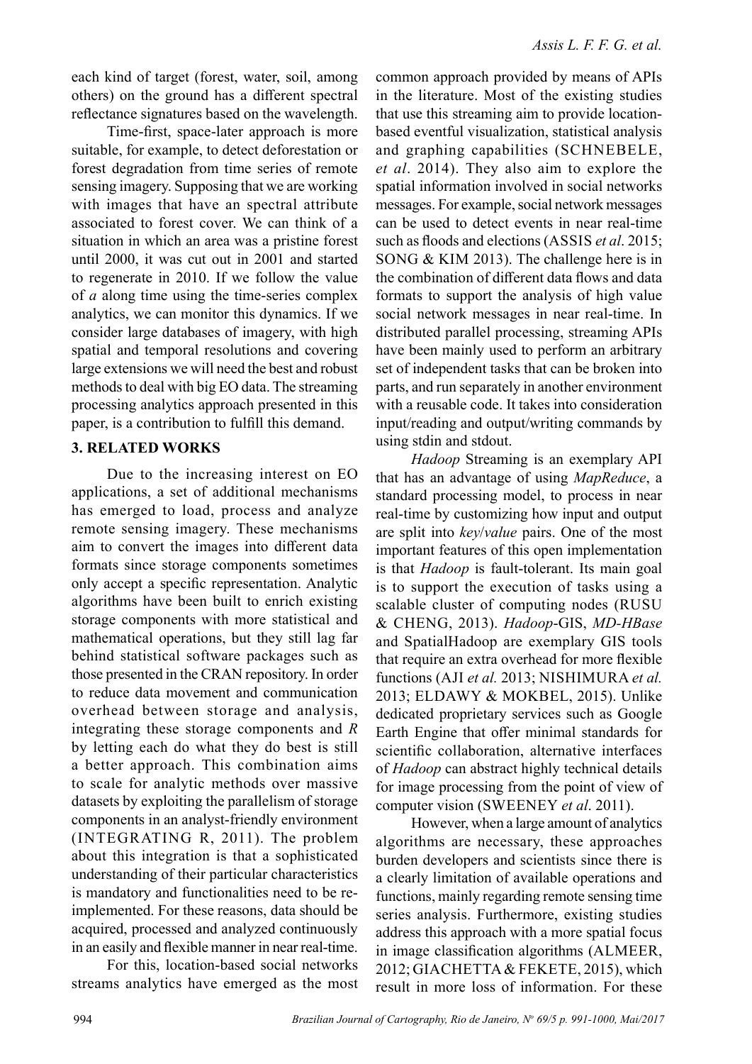each kind of target (forest, water, soil, among others) on the ground has a different spectral reflectance signatures based on the wavelength.

Time-first, space-later approach is more suitable, for example, to detect deforestation or forest degradation from time series of remote sensing imagery. Supposing that we are working with images that have an spectral attribute associated to forest cover. We can think of a situation in which an area was a pristine forest until 2000, it was cut out in 2001 and started to regenerate in 2010. If we follow the value of *a* along time using the time-series complex analytics, we can monitor this dynamics. If we consider large databases of imagery, with high spatial and temporal resolutions and covering large extensions we will need the best and robust methods to deal with big EO data. The streaming processing analytics approach presented in this paper, is a contribution to fulfill this demand.

## 3. RELATED WORKS

Due to the increasing interest on EO applications, a set of additional mechanisms has emerged to load, process and analyze remote sensing imagery. These mechanisms aim to convert the images into different data formats since storage components sometimes only accept a specific representation. Analytic algorithms have been built to enrich existing storage components with more statistical and mathematical operations, but they still lag far behind statistical software packages such as those presented in the CRAN repository. In order to reduce data movement and communication overhead between storage and analysis, integrating these storage components and *R* by letting each do what they do best is still a better approach. This combination aims to scale for analytic methods over massive datasets by exploiting the parallelism of storage components in an analyst-friendly environment (INTEGRATING R, 2011). The problem about this integration is that a sophisticated understanding of their particular characteristics is mandatory and functionalities need to be re-implemented. For these reasons, data should be acquired, processed and analyzed continuously in an easily and flexible manner in near real-time.

For this, location-based social networks streams analytics have emerged as the most common approach provided by means of APIs in the literature. Most of the existing studies that use this streaming aim to provide location-based eventful visualization, statistical analysis and graphing capabilities (SCHNEBELE, *et al*. 2014). They also aim to explore the spatial information involved in social networks messages. For example, social network messages can be used to detect events in near real-time such as floods and elections (ASSIS *et al*. 2015; SONG & KIM 2013). The challenge here is in the combination of different data flows and data formats to support the analysis of high value social network messages in near real-time. In distributed parallel processing, streaming APIs have been mainly used to perform an arbitrary set of independent tasks that can be broken into parts, and run separately in another environment with a reusable code. It takes into consideration input/reading and output/writing commands by using stdin and stdout.

*Hadoop* Streaming is an exemplary API that has an advantage of using *MapReduce*, a standard processing model, to process in near real-time by customizing how input and output are split into *key*/*value* pairs. One of the most important features of this open implementation is that *Hadoop* is fault-tolerant. Its main goal is to support the execution of tasks using a scalable cluster of computing nodes (RUSU & CHENG, 2013). *Hadoop*-GIS, *MD-HBase* and SpatialHadoop are exemplary GIS tools that require an extra overhead for more flexible functions (AJI *et al.* 2013; NISHIMURA *et al.* 2013; ELDAWY & MOKBEL, 2015). Unlike dedicated proprietary services such as Google Earth Engine that offer minimal standards for scientific collaboration, alternative interfaces of *Hadoop* can abstract highly technical details for image processing from the point of view of computer vision (SWEENEY *et al*. 2011).

However, when a large amount of analytics algorithms are necessary, these approaches burden developers and scientists since there is a clearly limitation of available operations and functions, mainly regarding remote sensing time series analysis. Furthermore, existing studies address this approach with a more spatial focus in image classification algorithms (ALMEER, 2012; GIACHETTA & FEKETE, 2015), which result in more loss of information. For these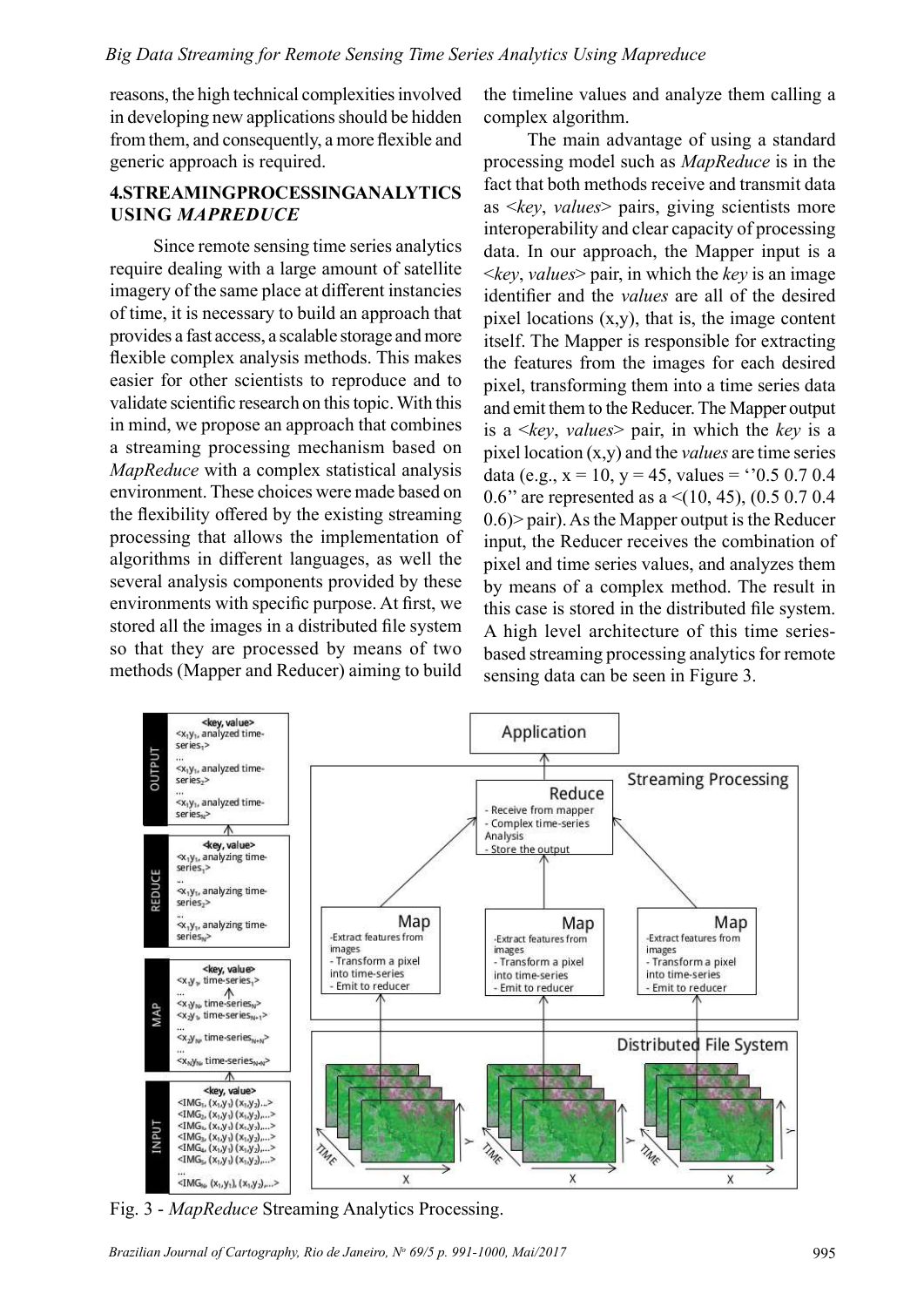reasons, the high technical complexities involved in developing new applications should be hidden from them, and consequently, a more flexible and generic approach is required.

## 4.STREAMINGPROCESSINGANALYTICS USING *MAPREDUCE*

Since remote sensing time series analytics require dealing with a large amount of satellite imagery of the same place at different instancies of time, it is necessary to build an approach that provides a fast access, a scalable storage and more flexible complex analysis methods. This makes easier for other scientists to reproduce and to validate scientific research on this topic. With this in mind, we propose an approach that combines a streaming processing mechanism based on *MapReduce* with a complex statistical analysis environment. These choices were made based on the flexibility offered by the existing streaming processing that allows the implementation of algorithms in different languages, as well the several analysis components provided by these environments with specific purpose. At first, we stored all the images in a distributed file system so that they are processed by means of two methods (Mapper and Reducer) aiming to build the timeline values and analyze them calling a complex algorithm.

The main advantage of using a standard processing model such as *MapReduce* is in the fact that both methods receive and transmit data as <*key*, *values*> pairs, giving scientists more interoperability and clear capacity of processing data. In our approach, the Mapper input is a <*key*, *values*> pair, in which the *key* is an image identifier and the *values* are all of the desired pixel locations (x,y), that is, the image content itself. The Mapper is responsible for extracting the features from the images for each desired pixel, transforming them into a time series data and emit them to the Reducer. The Mapper output is a <*key*, *values*> pair, in which the *key* is a pixel location (x,y) and the *values* are time series data (e.g., x = 10, y = 45, values = ''0.5 0.7 0.4 0.6'' are represented as a <(10, 45), (0.5 0.7 0.4 0.6)> pair). As the Mapper output is the Reducer input, the Reducer receives the combination of pixel and time series values, and analyzes them by means of a complex method. The result in this case is stored in the distributed file system. A high level architecture of this time series-based streaming processing analytics for remote sensing data can be seen in Figure 3.

Fig. 3 - *MapReduce* Streaming Analytics Processing.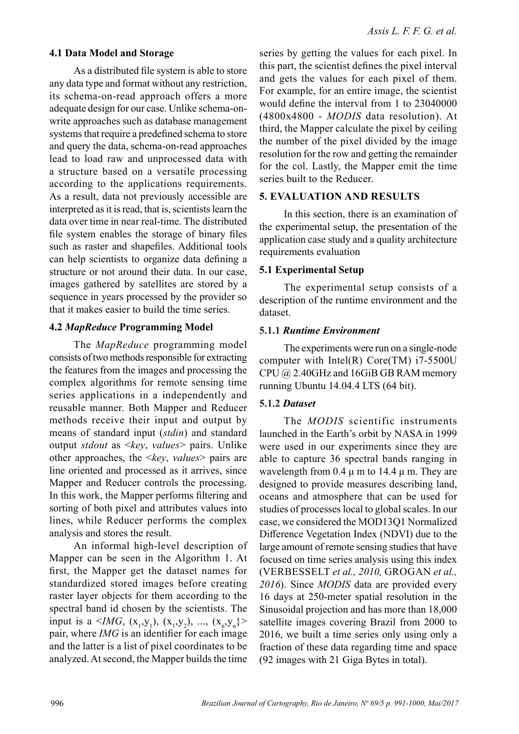### 4.1 Data Model and Storage

As a distributed file system is able to store any data type and format without any restriction, its schema-on-read approach offers a more adequate design for our case. Unlike schema-on-write approaches such as database management systems that require a predefined schema to store and query the data, schema-on-read approaches lead to load raw and unprocessed data with a structure based on a versatile processing according to the applications requirements. As a result, data not previously accessible are interpreted as it is read, that is, scientists learn the data over time in near real-time. The distributed file system enables the storage of binary files such as raster and shapefiles. Additional tools can help scientists to organize data defining a structure or not around their data. In our case, images gathered by satellites are stored by a sequence in years processed by the provider so that it makes easier to build the time series.

### 4.2 *MapReduce* Programming Model

The *MapReduce* programming model consists of two methods responsible for extracting the features from the images and processing the complex algorithms for remote sensing time series applications in a independently and reusable manner. Both Mapper and Reducer methods receive their input and output by means of standard input (*stdin*) and standard output *stdout* as <*key*, *values*> pairs. Unlike other approaches, the <*key*, *values*> pairs are line oriented and processed as it arrives, since Mapper and Reducer controls the processing. In this work, the Mapper performs filtering and sorting of both pixel and attributes values into lines, while Reducer performs the complex analysis and stores the result.

An informal high-level description of Mapper can be seen in the Algorithm 1. At first, the Mapper get the dataset names for standardized stored images before creating raster layer objects for them according to the spectral band id chosen by the scientists. The input is a <*IMG*, $(x_1,y_1)$, $(x_1,y_2)$, ..., $(x_n,y_n)$}> pair, where *IMG* is an identifier for each image and the latter is a list of pixel coordinates to be analyzed. At second, the Mapper builds the time series by getting the values for each pixel. In this part, the scientist defines the pixel interval and gets the values for each pixel of them. For example, for an entire image, the scientist would define the interval from 1 to 23040000 (4800x4800 - *MODIS* data resolution). At third, the Mapper calculate the pixel by ceiling the number of the pixel divided by the image resolution for the row and getting the remainder for the col. Lastly, the Mapper emit the time series built to the Reducer.

## 5. EVALUATION AND RESULTS

In this section, there is an examination of the experimental setup, the presentation of the application case study and a quality architecture requirements evaluation

### 5.1 Experimental Setup

The experimental setup consists of a description of the runtime environment and the dataset.

#### 5.1.1 *Runtime Environment*

The experiments were run on a single-node computer with Intel(R) Core(TM) i7-5500U CPU @ 2.40GHz and 16GiB GB RAM memory running Ubuntu 14.04.4 LTS (64 bit).

#### 5.1.2 *Dataset*

The *MODIS* scientific instruments launched in the Earth's orbit by NASA in 1999 were used in our experiments since they are able to capture 36 spectral bands ranging in wavelength from 0.4 μ m to 14.4 μ m. They are designed to provide measures describing land, oceans and atmosphere that can be used for studies of processes local to global scales. In our case, we considered the MOD13Q1 Normalized Difference Vegetation Index (NDVI) due to the large amount of remote sensing studies that have focused on time series analysis using this index (VERBESSELT *et al., 2010,* GROGAN *et al., 2016*). Since *MODIS* data are provided every 16 days at 250-meter spatial resolution in the Sinusoidal projection and has more than 18,000 satellite images covering Brazil from 2000 to 2016, we built a time series only using only a fraction of these data regarding time and space (92 images with 21 Giga Bytes in total).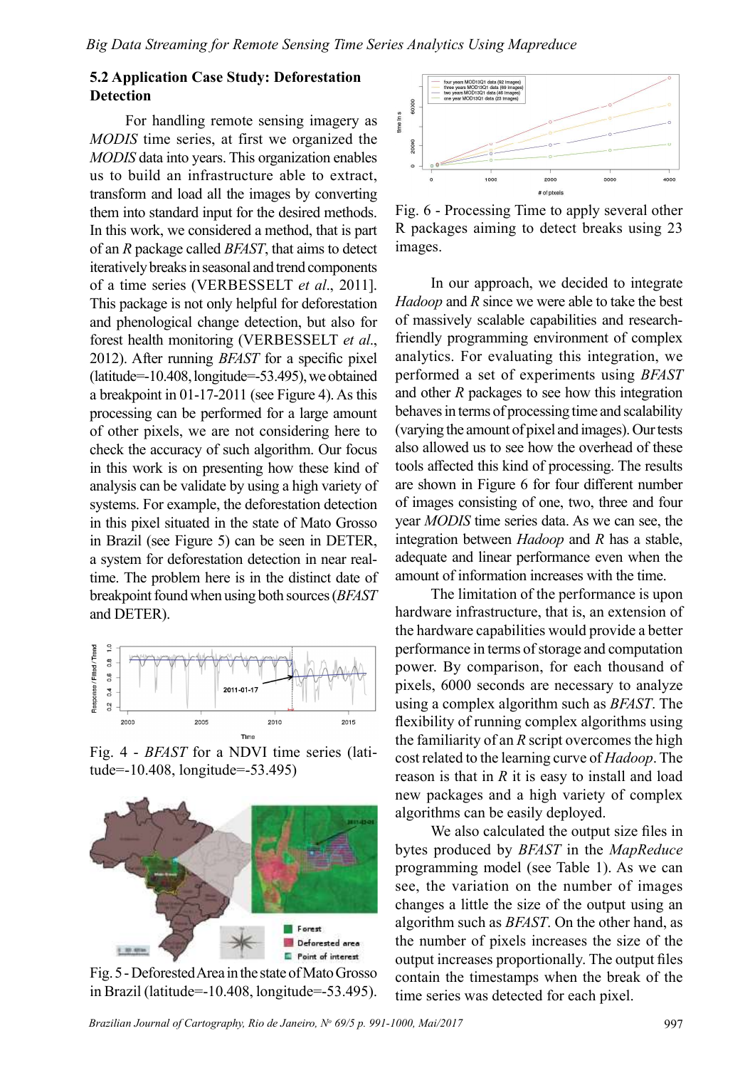### 5.2 Application Case Study: Deforestation Detection

For handling remote sensing imagery as *MODIS* time series, at first we organized the *MODIS* data into years. This organization enables us to build an infrastructure able to extract, transform and load all the images by converting them into standard input for the desired methods. In this work, we considered a method, that is part of an *R* package called *BFAST*, that aims to detect iteratively breaks in seasonal and trend components of a time series (VERBESSELT *et al*., 2011]. This package is not only helpful for deforestation and phenological change detection, but also for forest health monitoring (VERBESSELT *et al*., 2012). After running *BFAST* for a specific pixel (latitude=-10.408, longitude=-53.495), we obtained a breakpoint in 01-17-2011 (see Figure 4). As this processing can be performed for a large amount of other pixels, we are not considering here to check the accuracy of such algorithm. Our focus in this work is on presenting how these kind of analysis can be validate by using a high variety of systems. For example, the deforestation detection in this pixel situated in the state of Mato Grosso in Brazil (see Figure 5) can be seen in DETER, a system for deforestation detection in near real-time. The problem here is in the distinct date of breakpoint found when using both sources (*BFAST* and DETER).

Fig. 4 - *BFAST* for a NDVI time series (latitude=-10.408, longitude=-53.495)

Fig. 5 - Deforested Area in the state of Mato Grosso in Brazil (latitude=-10.408, longitude=-53.495).

Fig. 6 - Processing Time to apply several other R packages aiming to detect breaks using 23 images.

In our approach, we decided to integrate *Hadoop* and *R* since we were able to take the best of massively scalable capabilities and research-friendly programming environment of complex analytics. For evaluating this integration, we performed a set of experiments using *BFAST* and other *R* packages to see how this integration behaves in terms of processing time and scalability (varying the amount of pixel and images). Our tests also allowed us to see how the overhead of these tools affected this kind of processing. The results are shown in Figure 6 for four different number of images consisting of one, two, three and four year *MODIS* time series data. As we can see, the integration between *Hadoop* and *R* has a stable, adequate and linear performance even when the amount of information increases with the time.

The limitation of the performance is upon hardware infrastructure, that is, an extension of the hardware capabilities would provide a better performance in terms of storage and computation power. By comparison, for each thousand of pixels, 6000 seconds are necessary to analyze using a complex algorithm such as *BFAST*. The flexibility of running complex algorithms using the familiarity of an *R* script overcomes the high cost related to the learning curve of *Hadoop*. The reason is that in *R* it is easy to install and load new packages and a high variety of complex algorithms can be easily deployed.

We also calculated the output size files in bytes produced by *BFAST* in the *MapReduce* programming model (see Table 1). As we can see, the variation on the number of images changes a little the size of the output using an algorithm such as *BFAST*. On the other hand, as the number of pixels increases the size of the output increases proportionally. The output files contain the timestamps when the break of the time series was detected for each pixel.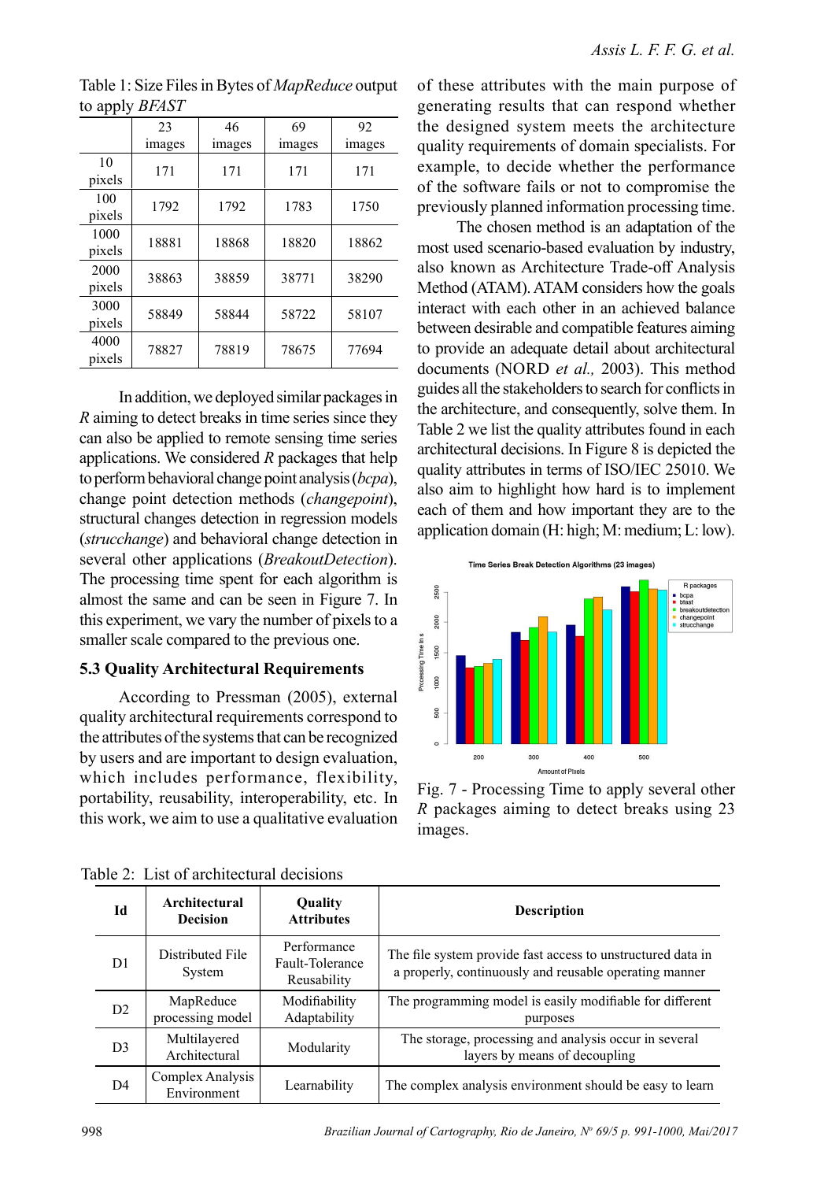Table 1: Size Files in Bytes of *MapReduce* output to apply *BFAST*

| | 23 images | 46 images | 69 images | 92 images |
|---|---|---|---|---|
| 10 pixels | 171 | 171 | 171 | 171 |
| 100 pixels | 1792 | 1792 | 1783 | 1750 |
| 1000 pixels | 18881 | 18868 | 18820 | 18862 |
| 2000 pixels | 38863 | 38859 | 38771 | 38290 |
| 3000 pixels | 58849 | 58844 | 58722 | 58107 |
| 4000 pixels | 78827 | 78819 | 78675 | 77694 |

In addition, we deployed similar packages in *R* aiming to detect breaks in time series since they can also be applied to remote sensing time series applications. We considered *R* packages that help to perform behavioral change point analysis (*bcpa*), change point detection methods (*changepoint*), structural changes detection in regression models (*strucchange*) and behavioral change detection in several other applications (*BreakoutDetection*). The processing time spent for each algorithm is almost the same and can be seen in Figure 7. In this experiment, we vary the number of pixels to a smaller scale compared to the previous one.

### 5.3 Quality Architectural Requirements

According to Pressman (2005), external quality architectural requirements correspond to the attributes of the systems that can be recognized by users and are important to design evaluation, which includes performance, flexibility, portability, reusability, interoperability, etc. In this work, we aim to use a qualitative evaluation of these attributes with the main purpose of generating results that can respond whether the designed system meets the architecture quality requirements of domain specialists. For example, to decide whether the performance of the software fails or not to compromise the previously planned information processing time.

The chosen method is an adaptation of the most used scenario-based evaluation by industry, also known as Architecture Trade-off Analysis Method (ATAM). ATAM considers how the goals interact with each other in an achieved balance between desirable and compatible features aiming to provide an adequate detail about architectural documents (NORD *et al.,* 2003). This method guides all the stakeholders to search for conflicts in the architecture, and consequently, solve them. In Table 2 we list the quality attributes found in each architectural decisions. In Figure 8 is depicted the quality attributes in terms of ISO/IEC 25010. We also aim to highlight how hard is to implement each of them and how important they are to the application domain (H: high; M: medium; L: low).

Fig. 7 - Processing Time to apply several other *R* packages aiming to detect breaks using 23 images.

Table 2: List of architectural decisions

| Id | Architectural Decision | Quality Attributes | Description |
|---|---|---|---|
| D1 | Distributed File System | Performance Fault-Tolerance Reusability | The file system provide fast access to unstructured data in a properly, continuously and reusable operating manner |
| D2 | MapReduce processing model | Modifiability Adaptability | The programming model is easily modifiable for different purposes |
| D3 | Multilayered Architectural | Modularity | The storage, processing and analysis occur in several layers by means of decoupling |
| D4 | Complex Analysis Environment | Learnability | The complex analysis environment should be easy to learn |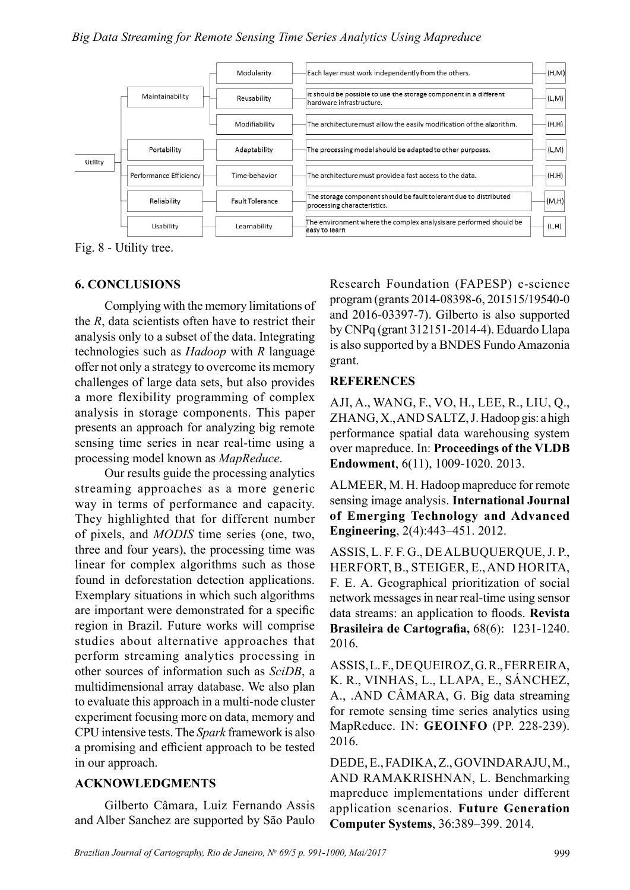| Quality attribute | Attribute refinement | Scenario | Priority |
|---|---|---|---|
| Maintainability | Modularity | Each layer must work independently from the others. | (H,M) |
| | Reusability | It should be possible to use the storage component in a different hardware infrastructure. | (L,M) |
| | Modifiability | The architecture must allow the easily modification of the algorithm. | (H.H) |
| Portability | Adaptability | The processing model should be adapted to other purposes. | (L,M) |
| Performance Efficiency | Time-behavior | The architecture must provide a fast access to the data. | (H.H) |
| Reliability | Fault Tolerance | The storage component should be fault tolerant due to distributed processing characteristics. | (M,H) |
| Usability | Learnability | The environment where the complex analysis are performed should be easy to learn | (L,H) |

Fig. 8 - Utility tree.

## 6. CONCLUSIONS

Complying with the memory limitations of the *R*, data scientists often have to restrict their analysis only to a subset of the data. Integrating technologies such as *Hadoop* with *R* language offer not only a strategy to overcome its memory challenges of large data sets, but also provides a more flexibility programming of complex analysis in storage components. This paper presents an approach for analyzing big remote sensing time series in near real-time using a processing model known as *MapReduce*.

Our results guide the processing analytics streaming approaches as a more generic way in terms of performance and capacity. They highlighted that for different number of pixels, and *MODIS* time series (one, two, three and four years), the processing time was linear for complex algorithms such as those found in deforestation detection applications. Exemplary situations in which such algorithms are important were demonstrated for a specific region in Brazil. Future works will comprise studies about alternative approaches that perform streaming analytics processing in other sources of information such as *SciDB*, a multidimensional array database. We also plan to evaluate this approach in a multi-node cluster experiment focusing more on data, memory and CPU intensive tests. The *Spark* framework is also a promising and efficient approach to be tested in our approach.

## ACKNOWLEDGMENTS

Gilberto Câmara, Luiz Fernando Assis and Alber Sanchez are supported by São Paulo Research Foundation (FAPESP) e-science program (grants 2014-08398-6, 201515/19540-0 and 2016-03397-7). Gilberto is also supported by CNPq (grant 312151-2014-4). Eduardo Llapa is also supported by a BNDES Fundo Amazonia grant.

## REFERENCES

AJI, A., WANG, F., VO, H., LEE, R., LIU, Q., ZHANG, X., AND SALTZ, J. Hadoop gis: a high performance spatial data warehousing system over mapreduce. In: **Proceedings of the VLDB Endowment**, 6(11), 1009-1020. 2013.

ALMEER, M. H. Hadoop mapreduce for remote sensing image analysis. **International Journal of Emerging Technology and Advanced Engineering**, 2(4):443–451. 2012.

ASSIS, L. F. F. G., DE ALBUQUERQUE, J. P., HERFORT, B., STEIGER, E., AND HORITA, F. E. A. Geographical prioritization of social network messages in near real-time using sensor data streams: an application to floods. **Revista Brasileira de Cartografia,** 68(6): 1231-1240. 2016.

ASSIS, L. F., DE QUEIROZ, G. R., FERREIRA, K. R., VINHAS, L., LLAPA, E., SÁNCHEZ, A., .AND CÂMARA, G. Big data streaming for remote sensing time series analytics using MapReduce. IN: **GEOINFO** (PP. 228-239). 2016.

DEDE, E., FADIKA, Z., GOVINDARAJU, M., AND RAMAKRISHNAN, L. Benchmarking mapreduce implementations under different application scenarios. **Future Generation Computer Systems**, 36:389–399. 2014.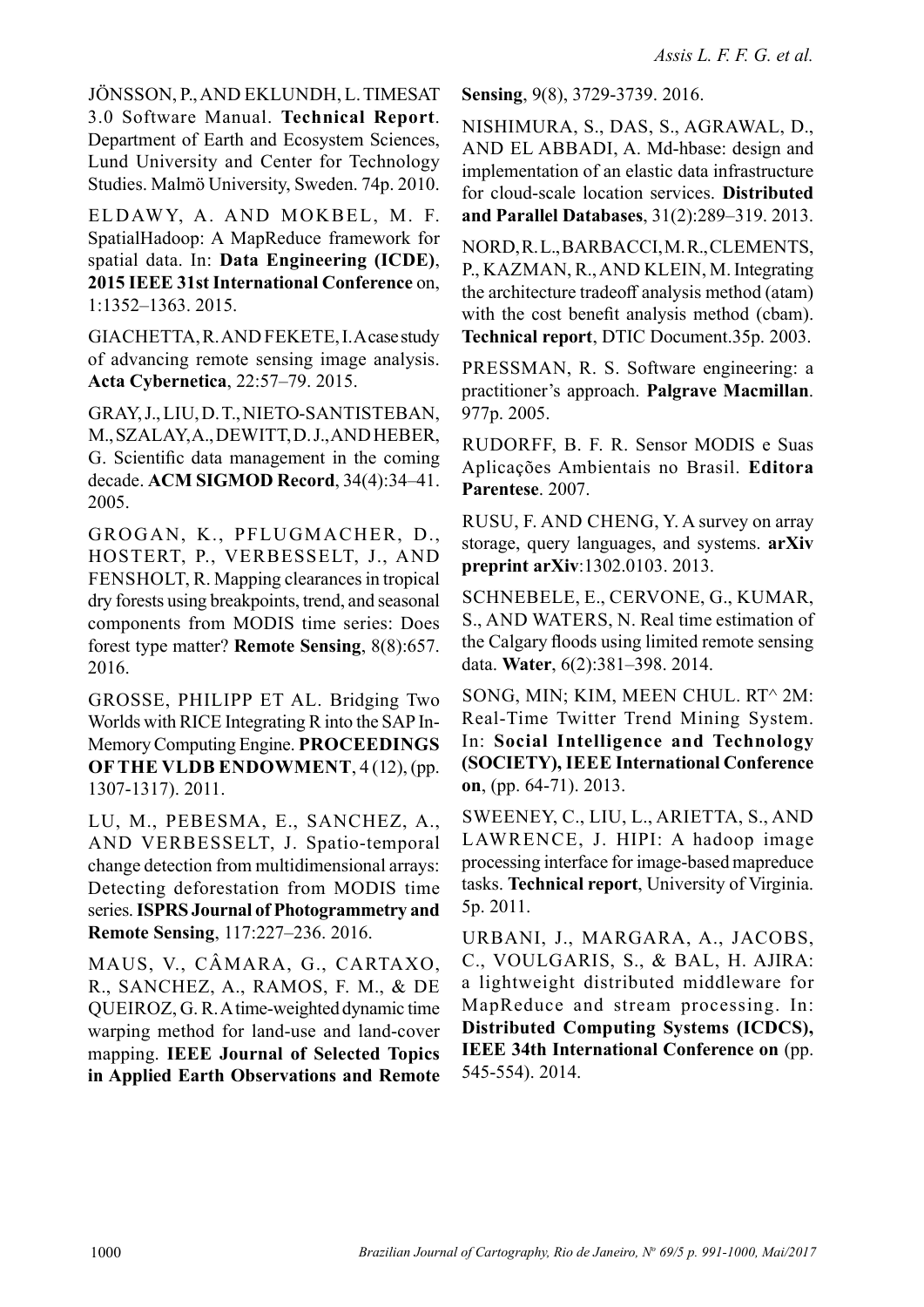JÖNSSON, P., AND EKLUNDH, L. TIMESAT 3.0 Software Manual. **Technical Report**. Department of Earth and Ecosystem Sciences, Lund University and Center for Technology Studies. Malmö University, Sweden. 74p. 2010.

ELDAWY, A. AND MOKBEL, M. F. SpatialHadoop: A MapReduce framework for spatial data. In: **Data Engineering (ICDE), 2015 IEEE 31st International Conference** on, 1:1352–1363. 2015.

GIACHETTA, R. AND FEKETE, I. A case study of advancing remote sensing image analysis. **Acta Cybernetica**, 22:57–79. 2015.

GRAY, J., LIU, D. T., NIETO-SANTISTEBAN, M., SZALAY, A., DEWITT, D. J., AND HEBER, G. Scientific data management in the coming decade. **ACM SIGMOD Record**, 34(4):34–41. 2005.

GROGAN, K., PFLUGMACHER, D., HOSTERT, P., VERBESSELT, J., AND FENSHOLT, R. Mapping clearances in tropical dry forests using breakpoints, trend, and seasonal components from MODIS time series: Does forest type matter? **Remote Sensing**, 8(8):657. 2016.

GROSSE, PHILIPP ET AL. Bridging Two Worlds with RICE Integrating R into the SAP In-Memory Computing Engine. **PROCEEDINGS OF THE VLDB ENDOWMENT**, 4 (12), (pp. 1307-1317). 2011.

LU, M., PEBESMA, E., SANCHEZ, A., AND VERBESSELT, J. Spatio-temporal change detection from multidimensional arrays: Detecting deforestation from MODIS time series. **ISPRS Journal of Photogrammetry and Remote Sensing**, 117:227–236. 2016.

MAUS, V., CÂMARA, G., CARTAXO, R., SANCHEZ, A., RAMOS, F. M., & DE QUEIROZ, G. R. A time-weighted dynamic time warping method for land-use and land-cover mapping. **IEEE Journal of Selected Topics in Applied Earth Observations and Remote Sensing**, 9(8), 3729-3739. 2016.

NISHIMURA, S., DAS, S., AGRAWAL, D., AND EL ABBADI, A. Md-hbase: design and implementation of an elastic data infrastructure for cloud-scale location services. **Distributed and Parallel Databases**, 31(2):289–319. 2013.

NORD, R. L., BARBACCI, M. R., CLEMENTS, P., KAZMAN, R., AND KLEIN, M. Integrating the architecture tradeoff analysis method (atam) with the cost benefit analysis method (cbam). **Technical report**, DTIC Document.35p. 2003.

PRESSMAN, R. S. Software engineering: a practitioner's approach. **Palgrave Macmillan**. 977p. 2005.

RUDORFF, B. F. R. Sensor MODIS e Suas Aplicações Ambientais no Brasil. **Editora Parentese**. 2007.

RUSU, F. AND CHENG, Y. A survey on array storage, query languages, and systems. **arXiv preprint arXiv**:1302.0103. 2013.

SCHNEBELE, E., CERVONE, G., KUMAR, S., AND WATERS, N. Real time estimation of the Calgary floods using limited remote sensing data. **Water**, 6(2):381–398. 2014.

SONG, MIN; KIM, MEEN CHUL. RT^ 2M: Real-Time Twitter Trend Mining System. In: **Social Intelligence and Technology (SOCIETY), IEEE International Conference on**, (pp. 64-71). 2013.

SWEENEY, C., LIU, L., ARIETTA, S., AND LAWRENCE, J. HIPI: A hadoop image processing interface for image-based mapreduce tasks. **Technical report**, University of Virginia. 5p. 2011.

URBANI, J., MARGARA, A., JACOBS, C., VOULGARIS, S., & BAL, H. AJIRA: a lightweight distributed middleware for MapReduce and stream processing. In: **Distributed Computing Systems (ICDCS), IEEE 34th International Conference on** (pp. 545-554). 2014.